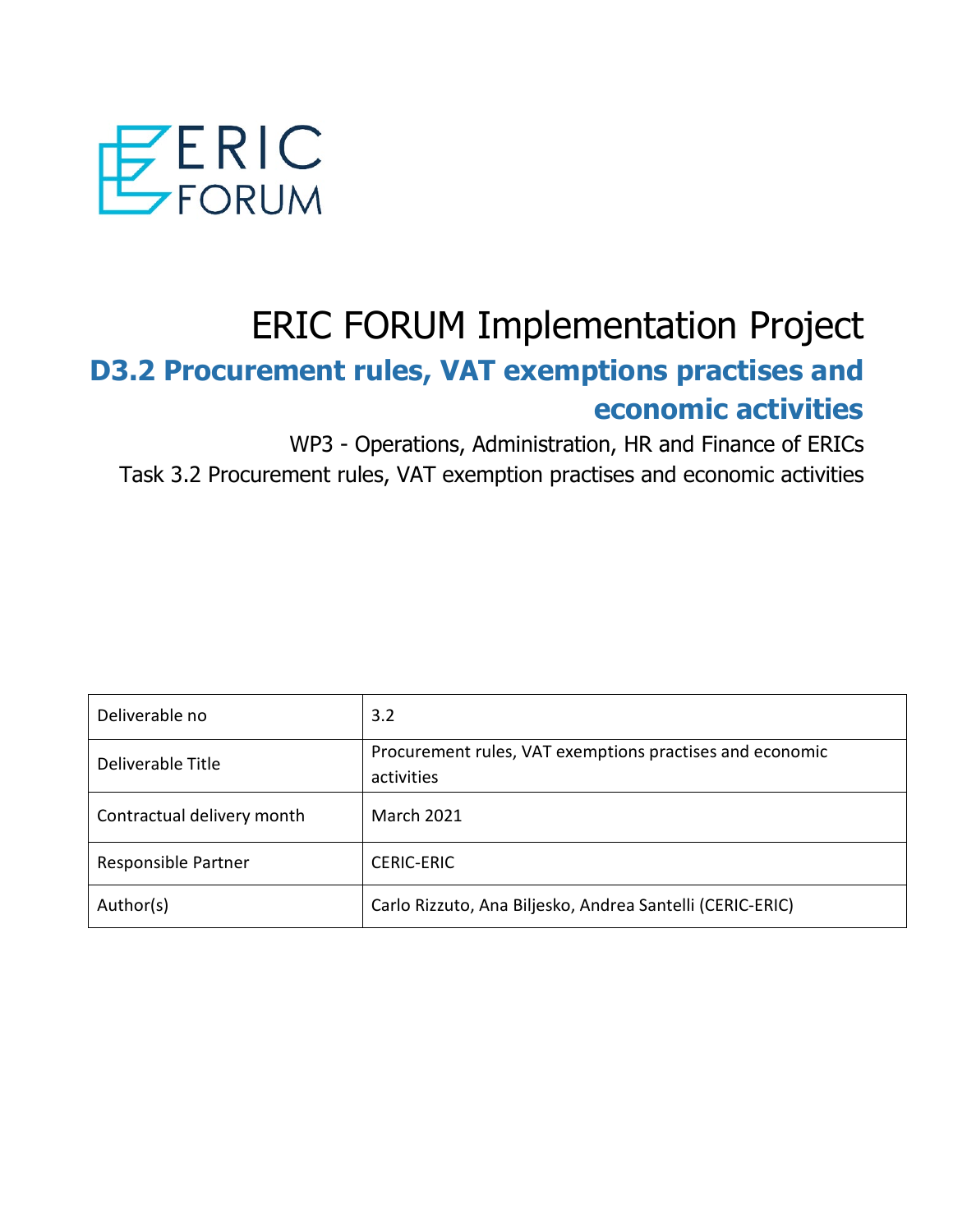ERIC FORUM

# ERIC FORUM Implementation Project

## D3.2 Procurement rules, VAT exemptions practises and economic activities

WP3 - Operations, Administration, HR and Finance of ERICs

Task 3.2 Procurement rules, VAT exemption practises and economic activities

| Deliverable no | 3.2 |
| --- | --- |
| Deliverable Title | Procurement rules, VAT exemptions practises and economic activities |
| Contractual delivery month | March 2021 |
| Responsible Partner | CERIC-ERIC |
| Author(s) | Carlo Rizzuto, Ana Biljesko, Andrea Santelli (CERIC-ERIC) |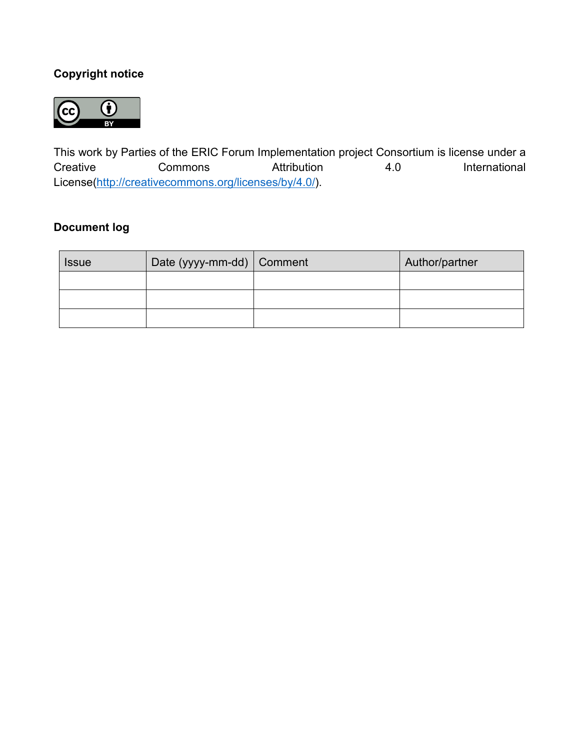**Copyright notice**

This work by Parties of the ERIC Forum Implementation project Consortium is license under a Creative Commons Attribution 4.0 International License(http://creativecommons.org/licenses/by/4.0/).

**Document log**

| Issue | Date (yyyy-mm-dd) | Comment | Author/partner |
|---|---|---|---|
| | | | |
| | | | |
| | | | |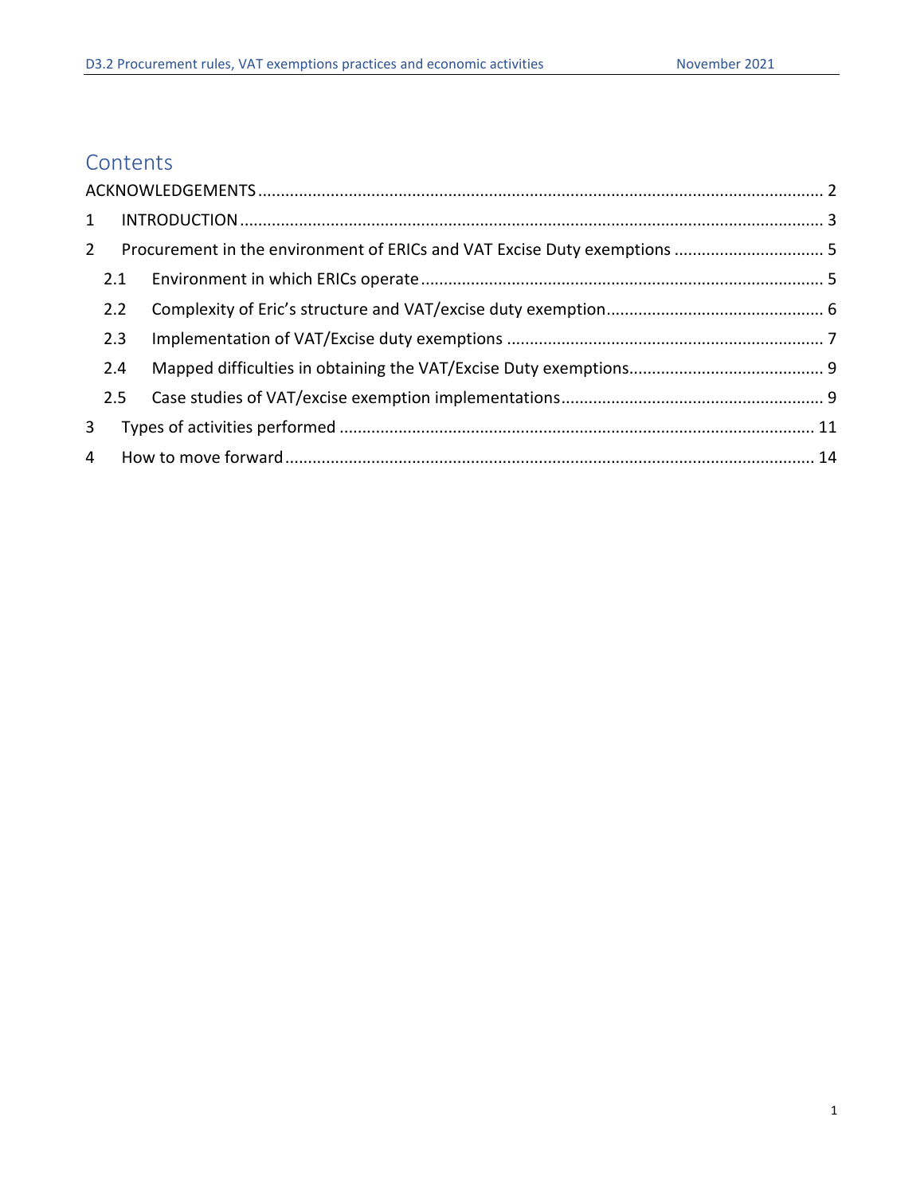# Contents

ACKNOWLEDGEMENTS ............................................................................................................................ 2

1 INTRODUCTION ................................................................................................................................ 3

2 Procurement in the environment of ERICs and VAT Excise Duty exemptions ................................. 5

2.1 Environment in which ERICs operate ........................................................................................ 5

2.2 Complexity of Eric’s structure and VAT/excise duty exemption ................................................ 6

2.3 Implementation of VAT/Excise duty exemptions ...................................................................... 7

2.4 Mapped difficulties in obtaining the VAT/Excise Duty exemptions ........................................... 9

2.5 Case studies of VAT/excise exemption implementations .......................................................... 9

3 Types of activities performed ........................................................................................................ 11

4 How to move forward .................................................................................................................... 14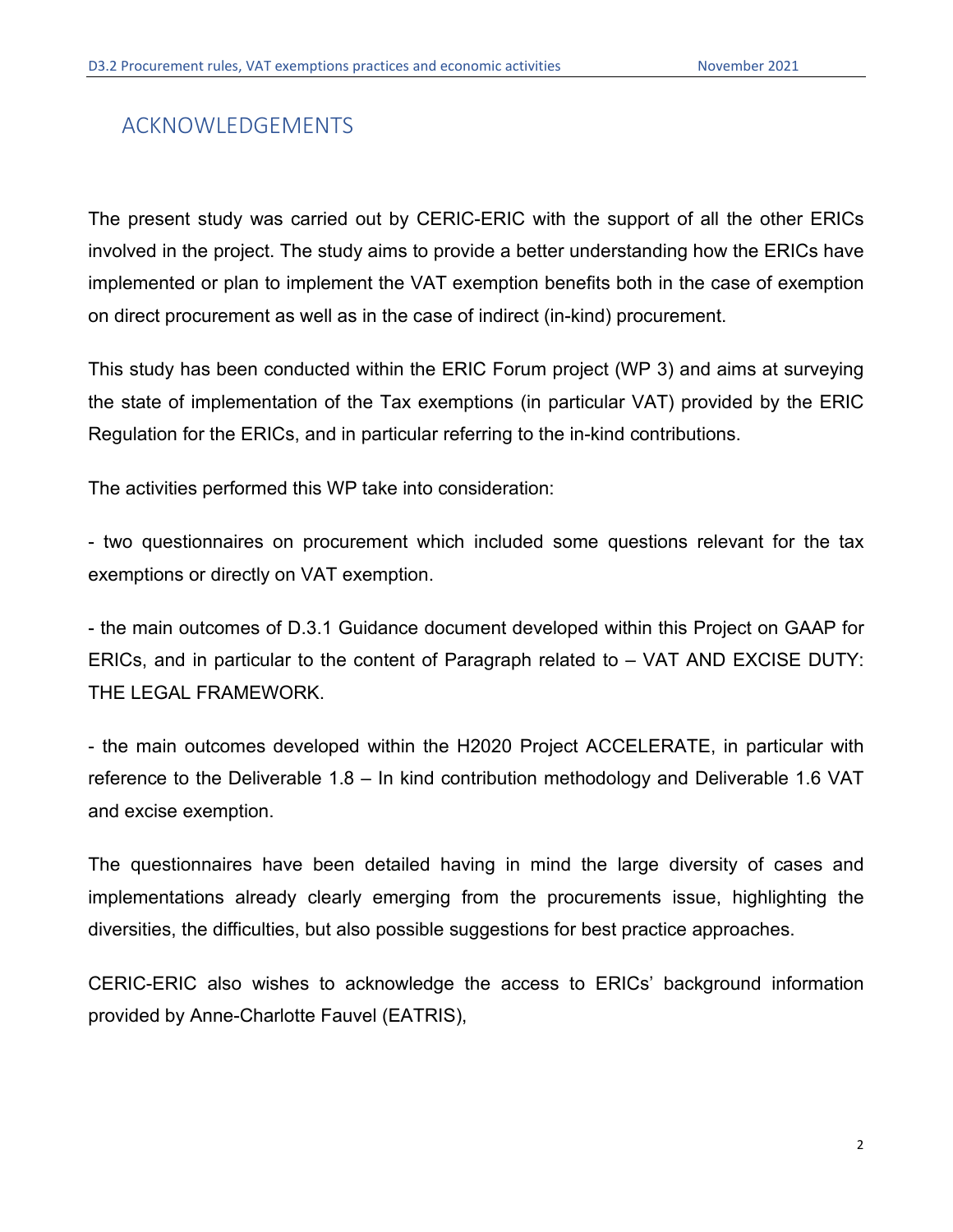## ACKNOWLEDGEMENTS

The present study was carried out by CERIC-ERIC with the support of all the other ERICs involved in the project. The study aims to provide a better understanding how the ERICs have implemented or plan to implement the VAT exemption benefits both in the case of exemption on direct procurement as well as in the case of indirect (in-kind) procurement.

This study has been conducted within the ERIC Forum project (WP 3) and aims at surveying the state of implementation of the Tax exemptions (in particular VAT) provided by the ERIC Regulation for the ERICs, and in particular referring to the in-kind contributions.

The activities performed this WP take into consideration:

- two questionnaires on procurement which included some questions relevant for the tax exemptions or directly on VAT exemption.

- the main outcomes of D.3.1 Guidance document developed within this Project on GAAP for ERICs, and in particular to the content of Paragraph related to – VAT AND EXCISE DUTY: THE LEGAL FRAMEWORK.

- the main outcomes developed within the H2020 Project ACCELERATE, in particular with reference to the Deliverable 1.8 – In kind contribution methodology and Deliverable 1.6 VAT and excise exemption.

The questionnaires have been detailed having in mind the large diversity of cases and implementations already clearly emerging from the procurements issue, highlighting the diversities, the difficulties, but also possible suggestions for best practice approaches.

CERIC-ERIC also wishes to acknowledge the access to ERICs' background information provided by Anne-Charlotte Fauvel (EATRIS),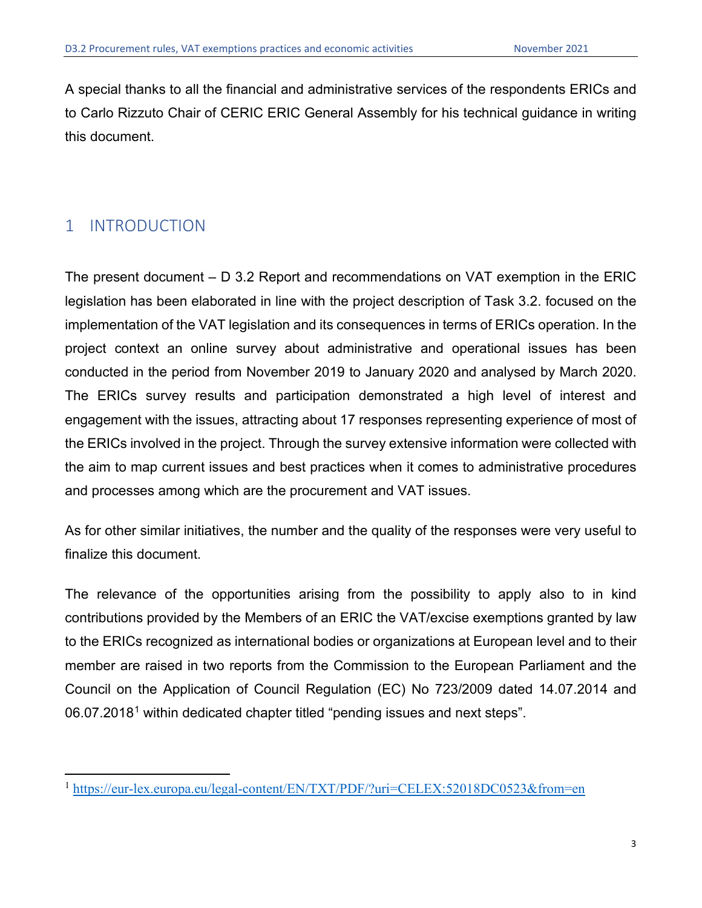A special thanks to all the financial and administrative services of the respondents ERICs and to Carlo Rizzuto Chair of CERIC ERIC General Assembly for his technical guidance in writing this document.

# 1 INTRODUCTION

The present document – D 3.2 Report and recommendations on VAT exemption in the ERIC legislation has been elaborated in line with the project description of Task 3.2. focused on the implementation of the VAT legislation and its consequences in terms of ERICs operation. In the project context an online survey about administrative and operational issues has been conducted in the period from November 2019 to January 2020 and analysed by March 2020. The ERICs survey results and participation demonstrated a high level of interest and engagement with the issues, attracting about 17 responses representing experience of most of the ERICs involved in the project. Through the survey extensive information were collected with the aim to map current issues and best practices when it comes to administrative procedures and processes among which are the procurement and VAT issues.

As for other similar initiatives, the number and the quality of the responses were very useful to finalize this document.

The relevance of the opportunities arising from the possibility to apply also to in kind contributions provided by the Members of an ERIC the VAT/excise exemptions granted by law to the ERICs recognized as international bodies or organizations at European level and to their member are raised in two reports from the Commission to the European Parliament and the Council on the Application of Council Regulation (EC) No 723/2009 dated 14.07.2014 and 06.07.2018[1] within dedicated chapter titled "pending issues and next steps".

---

[1] https://eur-lex.europa.eu/legal-content/EN/TXT/PDF/?uri=CELEX:52018DC0523&from=en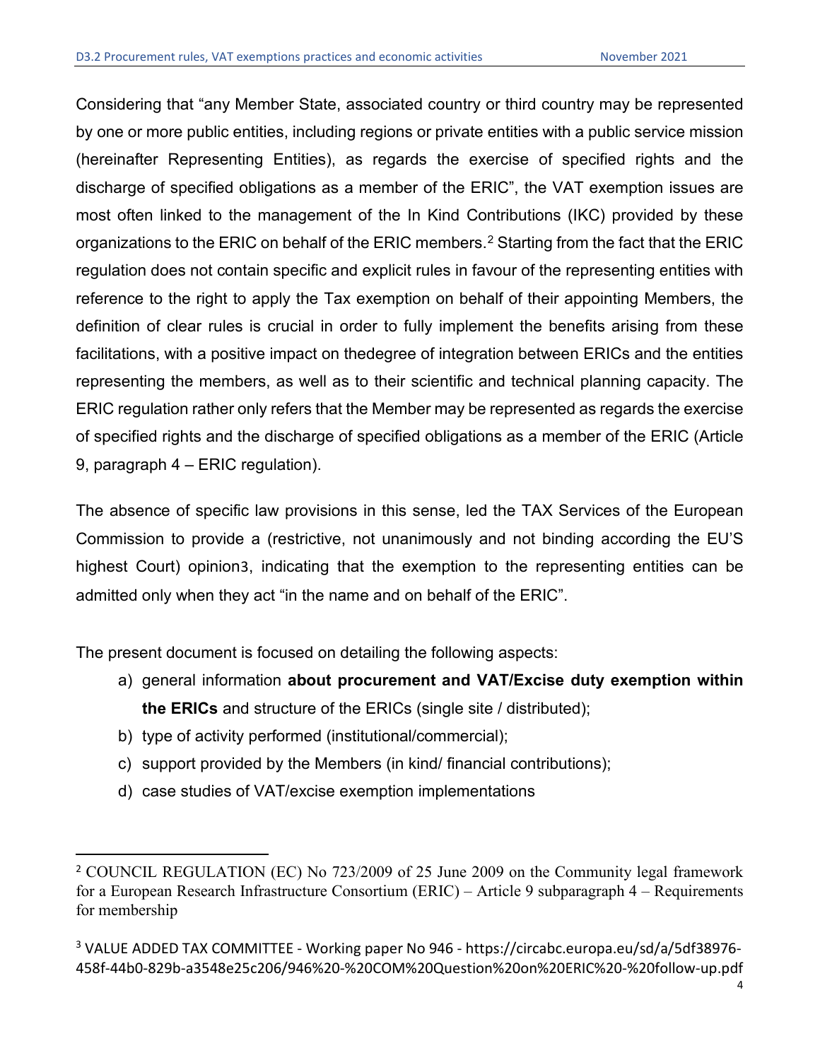Considering that "any Member State, associated country or third country may be represented by one or more public entities, including regions or private entities with a public service mission (hereinafter Representing Entities), as regards the exercise of specified rights and the discharge of specified obligations as a member of the ERIC", the VAT exemption issues are most often linked to the management of the In Kind Contributions (IKC) provided by these organizations to the ERIC on behalf of the ERIC members.[2] Starting from the fact that the ERIC regulation does not contain specific and explicit rules in favour of the representing entities with reference to the right to apply the Tax exemption on behalf of their appointing Members, the definition of clear rules is crucial in order to fully implement the benefits arising from these facilitations, with a positive impact on thedegree of integration between ERICs and the entities representing the members, as well as to their scientific and technical planning capacity. The ERIC regulation rather only refers that the Member may be represented as regards the exercise of specified rights and the discharge of specified obligations as a member of the ERIC (Article 9, paragraph 4 – ERIC regulation).

The absence of specific law provisions in this sense, led the TAX Services of the European Commission to provide a (restrictive, not unanimously and not binding according the EU'S highest Court) opinion3, indicating that the exemption to the representing entities can be admitted only when they act "in the name and on behalf of the ERIC".

The present document is focused on detailing the following aspects:

a) general information **about procurement and VAT/Excise duty exemption within the ERICs** and structure of the ERICs (single site / distributed);
b) type of activity performed (institutional/commercial);
c) support provided by the Members (in kind/ financial contributions);
d) case studies of VAT/excise exemption implementations

---

[2] COUNCIL REGULATION (EC) No 723/2009 of 25 June 2009 on the Community legal framework for a European Research Infrastructure Consortium (ERIC) – Article 9 subparagraph 4 – Requirements for membership

[3] VALUE ADDED TAX COMMITTEE - Working paper No 946 - https://circabc.europa.eu/sd/a/5df38976-458f-44b0-829b-a3548e25c206/946%20-%20COM%20Question%20on%20ERIC%20-%20follow-up.pdf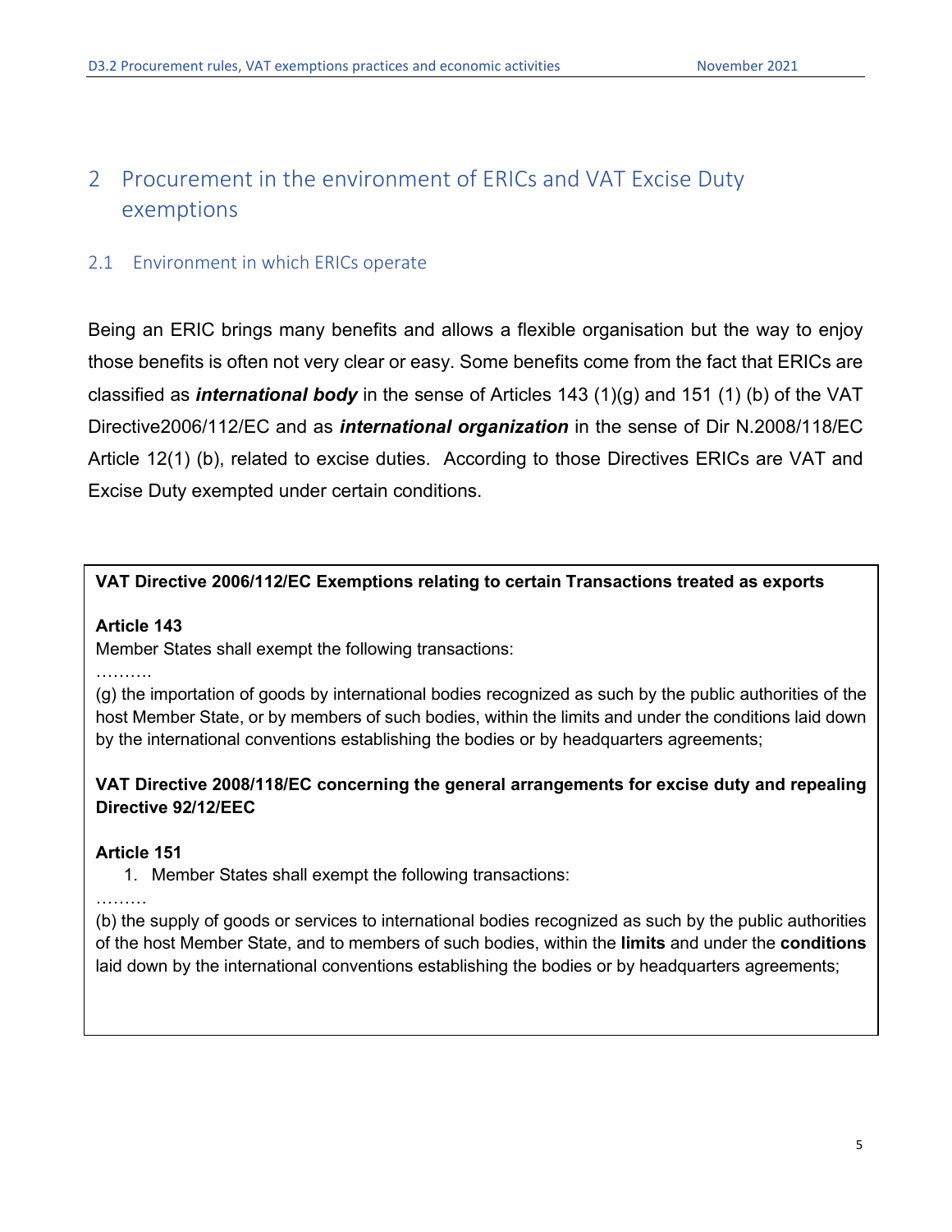# 2 Procurement in the environment of ERICs and VAT Excise Duty exemptions

## 2.1 Environment in which ERICs operate

Being an ERIC brings many benefits and allows a flexible organisation but the way to enjoy those benefits is often not very clear or easy. Some benefits come from the fact that ERICs are classified as ***international body*** in the sense of Articles 143 (1)(g) and 151 (1) (b) of the VAT Directive2006/112/EC and as ***international organization*** in the sense of Dir N.2008/118/EC Article 12(1) (b), related to excise duties. According to those Directives ERICs are VAT and Excise Duty exempted under certain conditions.

---

**VAT Directive 2006/112/EC Exemptions relating to certain Transactions treated as exports**

**Article 143**

Member States shall exempt the following transactions:

……….

(g) the importation of goods by international bodies recognized as such by the public authorities of the host Member State, or by members of such bodies, within the limits and under the conditions laid down by the international conventions establishing the bodies or by headquarters agreements;

**VAT Directive 2008/118/EC concerning the general arrangements for excise duty and repealing Directive 92/12/EEC**

**Article 151**

1. Member States shall exempt the following transactions:

………

(b) the supply of goods or services to international bodies recognized as such by the public authorities of the host Member State, and to members of such bodies, within the **limits** and under the **conditions** laid down by the international conventions establishing the bodies or by headquarters agreements;

---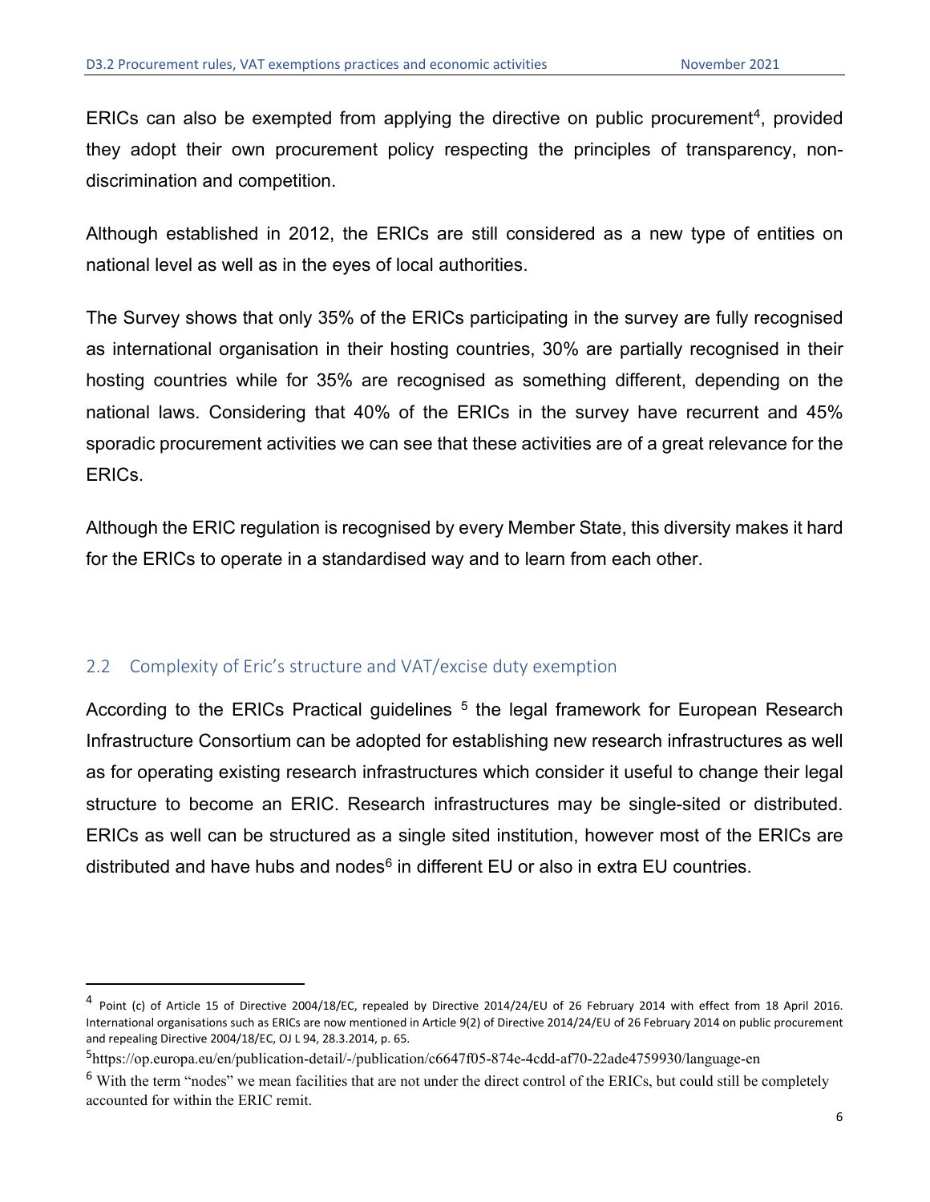ERICs can also be exempted from applying the directive on public procurement[4], provided they adopt their own procurement policy respecting the principles of transparency, non-discrimination and competition.

Although established in 2012, the ERICs are still considered as a new type of entities on national level as well as in the eyes of local authorities.

The Survey shows that only 35% of the ERICs participating in the survey are fully recognised as international organisation in their hosting countries, 30% are partially recognised in their hosting countries while for 35% are recognised as something different, depending on the national laws. Considering that 40% of the ERICs in the survey have recurrent and 45% sporadic procurement activities we can see that these activities are of a great relevance for the ERICs.

Although the ERIC regulation is recognised by every Member State, this diversity makes it hard for the ERICs to operate in a standardised way and to learn from each other.

## 2.2 Complexity of Eric's structure and VAT/excise duty exemption

According to the ERICs Practical guidelines [5] the legal framework for European Research Infrastructure Consortium can be adopted for establishing new research infrastructures as well as for operating existing research infrastructures which consider it useful to change their legal structure to become an ERIC. Research infrastructures may be single-sited or distributed. ERICs as well can be structured as a single sited institution, however most of the ERICs are distributed and have hubs and nodes[6] in different EU or also in extra EU countries.

---

[4] Point (c) of Article 15 of Directive 2004/18/EC, repealed by Directive 2014/24/EU of 26 February 2014 with effect from 18 April 2016. International organisations such as ERICs are now mentioned in Article 9(2) of Directive 2014/24/EU of 26 February 2014 on public procurement and repealing Directive 2004/18/EC, OJ L 94, 28.3.2014, p. 65.

[5] https://op.europa.eu/en/publication-detail/-/publication/c6647f05-874e-4cdd-af70-22ade4759930/language-en

[6] With the term "nodes" we mean facilities that are not under the direct control of the ERICs, but could still be completely accounted for within the ERIC remit.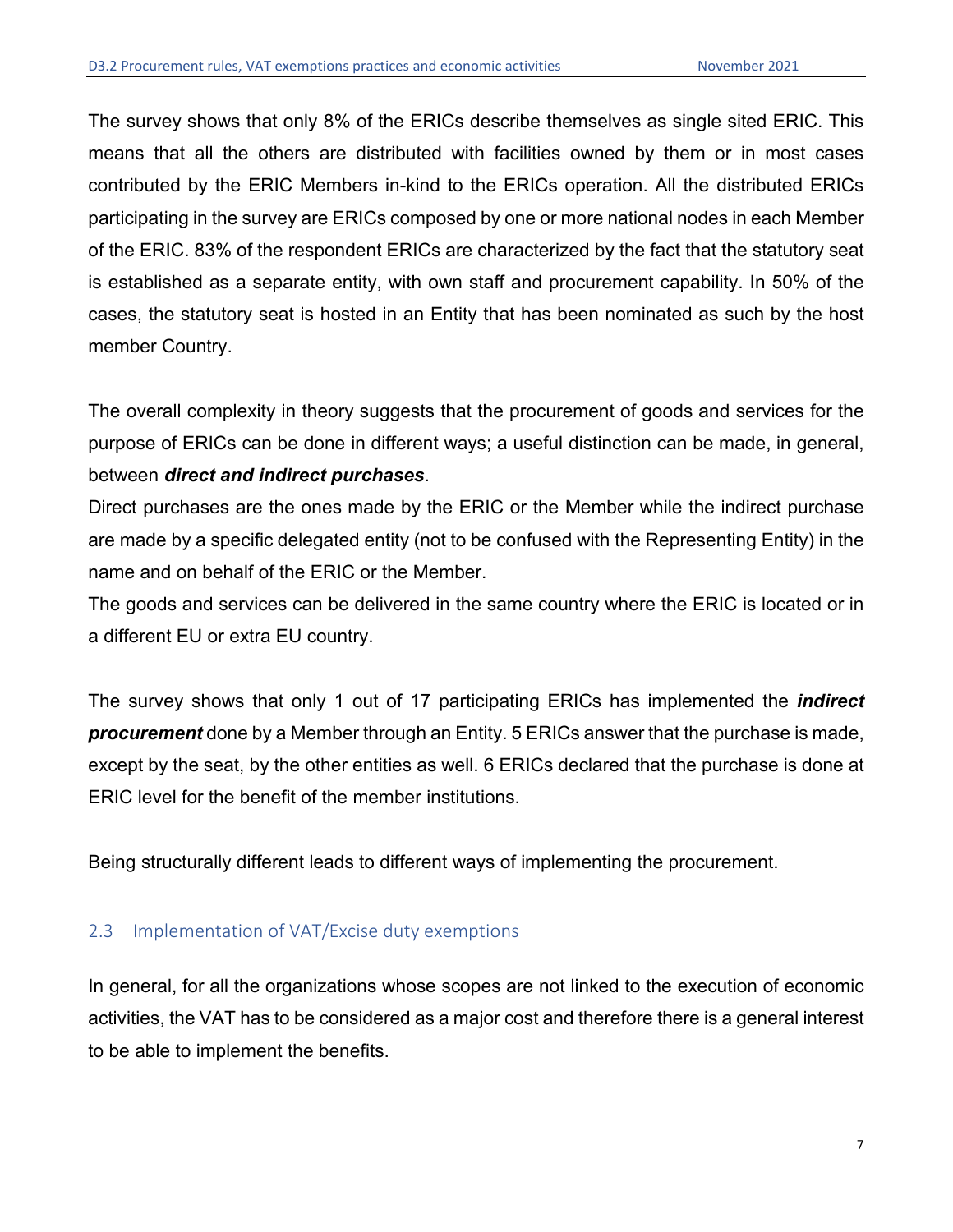The survey shows that only 8% of the ERICs describe themselves as single sited ERIC. This means that all the others are distributed with facilities owned by them or in most cases contributed by the ERIC Members in-kind to the ERICs operation. All the distributed ERICs participating in the survey are ERICs composed by one or more national nodes in each Member of the ERIC. 83% of the respondent ERICs are characterized by the fact that the statutory seat is established as a separate entity, with own staff and procurement capability. In 50% of the cases, the statutory seat is hosted in an Entity that has been nominated as such by the host member Country.

The overall complexity in theory suggests that the procurement of goods and services for the purpose of ERICs can be done in different ways; a useful distinction can be made, in general, between ***direct and indirect purchases***.

Direct purchases are the ones made by the ERIC or the Member while the indirect purchase are made by a specific delegated entity (not to be confused with the Representing Entity) in the name and on behalf of the ERIC or the Member.

The goods and services can be delivered in the same country where the ERIC is located or in a different EU or extra EU country.

The survey shows that only 1 out of 17 participating ERICs has implemented the ***indirect procurement*** done by a Member through an Entity. 5 ERICs answer that the purchase is made, except by the seat, by the other entities as well. 6 ERICs declared that the purchase is done at ERIC level for the benefit of the member institutions.

Being structurally different leads to different ways of implementing the procurement.

## 2.3 Implementation of VAT/Excise duty exemptions

In general, for all the organizations whose scopes are not linked to the execution of economic activities, the VAT has to be considered as a major cost and therefore there is a general interest to be able to implement the benefits.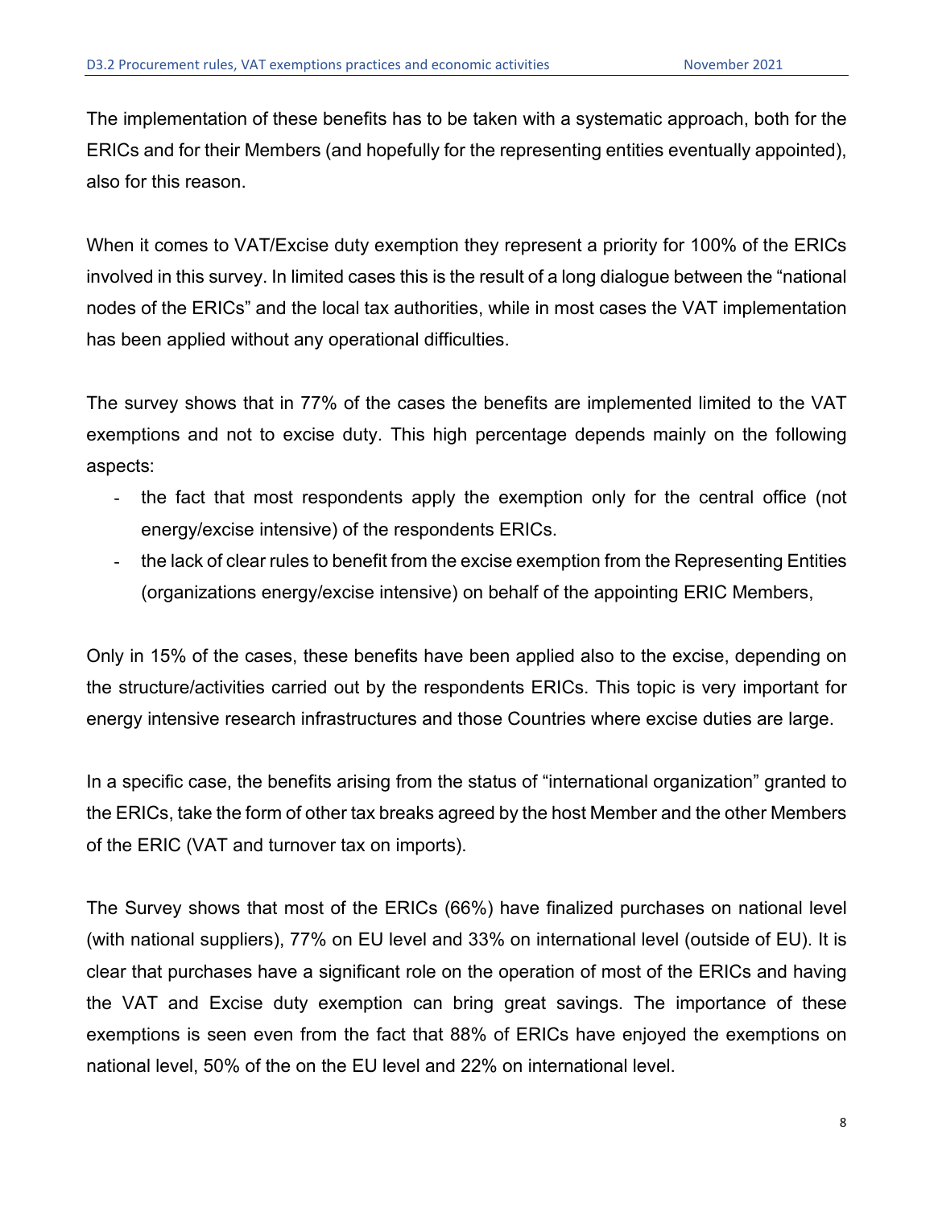The implementation of these benefits has to be taken with a systematic approach, both for the ERICs and for their Members (and hopefully for the representing entities eventually appointed), also for this reason.

When it comes to VAT/Excise duty exemption they represent a priority for 100% of the ERICs involved in this survey. In limited cases this is the result of a long dialogue between the "national nodes of the ERICs" and the local tax authorities, while in most cases the VAT implementation has been applied without any operational difficulties.

The survey shows that in 77% of the cases the benefits are implemented limited to the VAT exemptions and not to excise duty. This high percentage depends mainly on the following aspects:

- the fact that most respondents apply the exemption only for the central office (not energy/excise intensive) of the respondents ERICs.
- the lack of clear rules to benefit from the excise exemption from the Representing Entities (organizations energy/excise intensive) on behalf of the appointing ERIC Members,

Only in 15% of the cases, these benefits have been applied also to the excise, depending on the structure/activities carried out by the respondents ERICs. This topic is very important for energy intensive research infrastructures and those Countries where excise duties are large.

In a specific case, the benefits arising from the status of "international organization" granted to the ERICs, take the form of other tax breaks agreed by the host Member and the other Members of the ERIC (VAT and turnover tax on imports).

The Survey shows that most of the ERICs (66%) have finalized purchases on national level (with national suppliers), 77% on EU level and 33% on international level (outside of EU). It is clear that purchases have a significant role on the operation of most of the ERICs and having the VAT and Excise duty exemption can bring great savings. The importance of these exemptions is seen even from the fact that 88% of ERICs have enjoyed the exemptions on national level, 50% of the on the EU level and 22% on international level.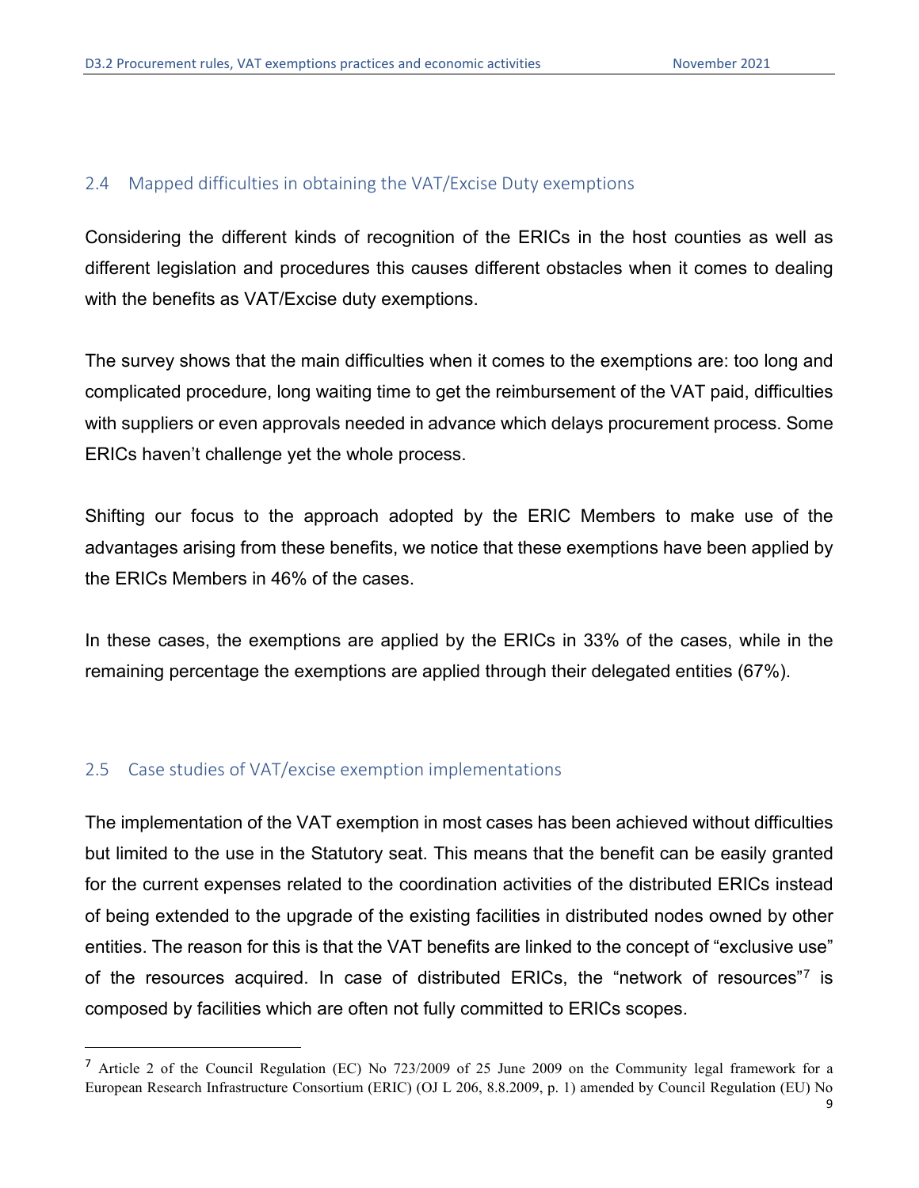## 2.4 Mapped difficulties in obtaining the VAT/Excise Duty exemptions

Considering the different kinds of recognition of the ERICs in the host counties as well as different legislation and procedures this causes different obstacles when it comes to dealing with the benefits as VAT/Excise duty exemptions.

The survey shows that the main difficulties when it comes to the exemptions are: too long and complicated procedure, long waiting time to get the reimbursement of the VAT paid, difficulties with suppliers or even approvals needed in advance which delays procurement process. Some ERICs haven't challenge yet the whole process.

Shifting our focus to the approach adopted by the ERIC Members to make use of the advantages arising from these benefits, we notice that these exemptions have been applied by the ERICs Members in 46% of the cases.

In these cases, the exemptions are applied by the ERICs in 33% of the cases, while in the remaining percentage the exemptions are applied through their delegated entities (67%).

## 2.5 Case studies of VAT/excise exemption implementations

The implementation of the VAT exemption in most cases has been achieved without difficulties but limited to the use in the Statutory seat. This means that the benefit can be easily granted for the current expenses related to the coordination activities of the distributed ERICs instead of being extended to the upgrade of the existing facilities in distributed nodes owned by other entities. The reason for this is that the VAT benefits are linked to the concept of "exclusive use" of the resources acquired. In case of distributed ERICs, the "network of resources"[7] is composed by facilities which are often not fully committed to ERICs scopes.

[7] Article 2 of the Council Regulation (EC) No 723/2009 of 25 June 2009 on the Community legal framework for a European Research Infrastructure Consortium (ERIC) (OJ L 206, 8.8.2009, p. 1) amended by Council Regulation (EU) No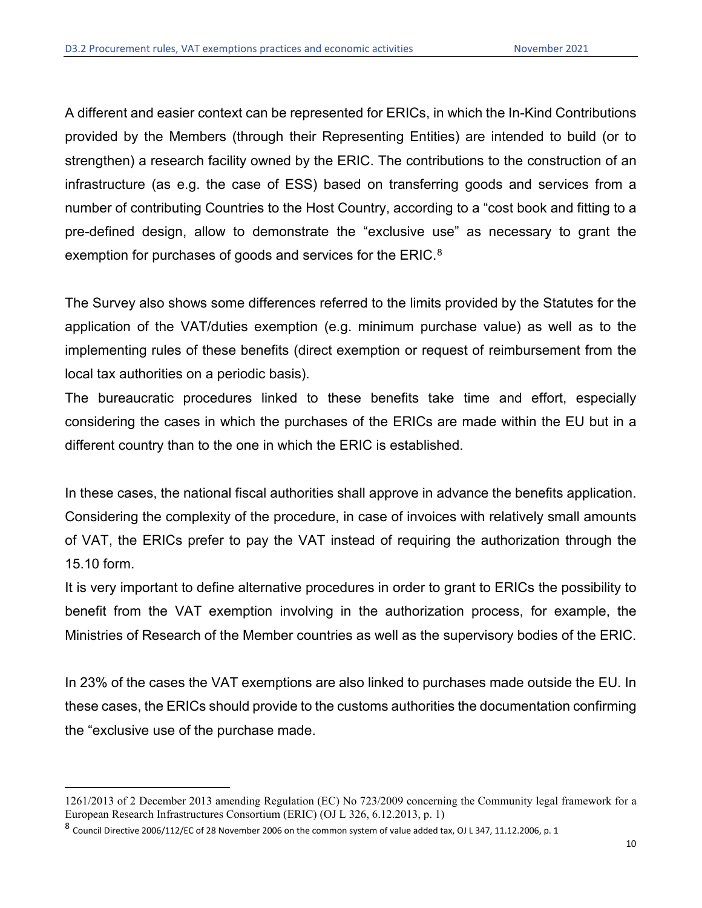A different and easier context can be represented for ERICs, in which the In-Kind Contributions provided by the Members (through their Representing Entities) are intended to build (or to strengthen) a research facility owned by the ERIC. The contributions to the construction of an infrastructure (as e.g. the case of ESS) based on transferring goods and services from a number of contributing Countries to the Host Country, according to a "cost book and fitting to a pre-defined design, allow to demonstrate the "exclusive use" as necessary to grant the exemption for purchases of goods and services for the ERIC.[8]

The Survey also shows some differences referred to the limits provided by the Statutes for the application of the VAT/duties exemption (e.g. minimum purchase value) as well as to the implementing rules of these benefits (direct exemption or request of reimbursement from the local tax authorities on a periodic basis).

The bureaucratic procedures linked to these benefits take time and effort, especially considering the cases in which the purchases of the ERICs are made within the EU but in a different country than to the one in which the ERIC is established.

In these cases, the national fiscal authorities shall approve in advance the benefits application. Considering the complexity of the procedure, in case of invoices with relatively small amounts of VAT, the ERICs prefer to pay the VAT instead of requiring the authorization through the 15.10 form.

It is very important to define alternative procedures in order to grant to ERICs the possibility to benefit from the VAT exemption involving in the authorization process, for example, the Ministries of Research of the Member countries as well as the supervisory bodies of the ERIC.

In 23% of the cases the VAT exemptions are also linked to purchases made outside the EU. In these cases, the ERICs should provide to the customs authorities the documentation confirming the "exclusive use of the purchase made.

---

1261/2013 of 2 December 2013 amending Regulation (EC) No 723/2009 concerning the Community legal framework for a European Research Infrastructures Consortium (ERIC) (OJ L 326, 6.12.2013, p. 1)

[8] Council Directive 2006/112/EC of 28 November 2006 on the common system of value added tax, OJ L 347, 11.12.2006, p. 1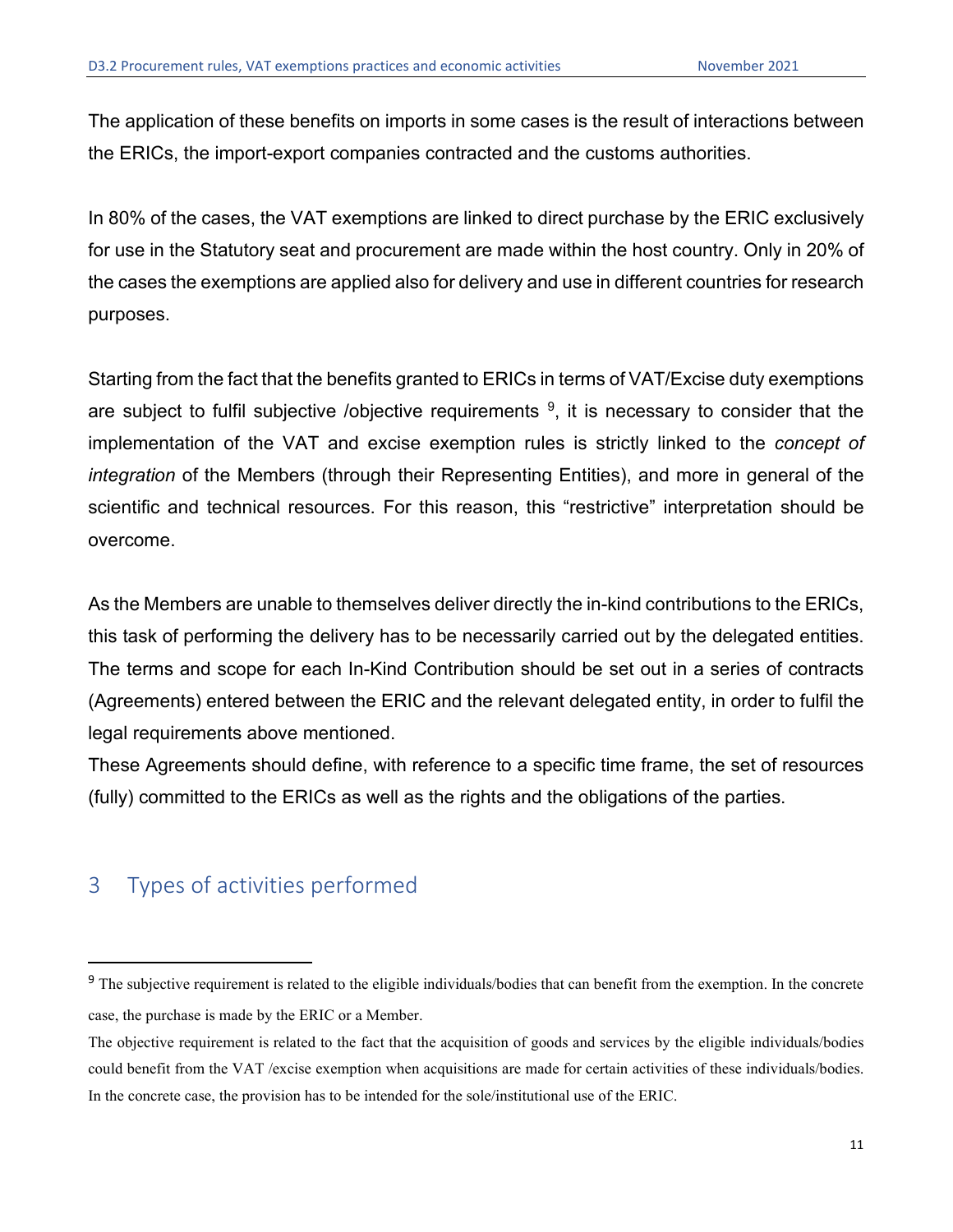The application of these benefits on imports in some cases is the result of interactions between the ERICs, the import-export companies contracted and the customs authorities.

In 80% of the cases, the VAT exemptions are linked to direct purchase by the ERIC exclusively for use in the Statutory seat and procurement are made within the host country. Only in 20% of the cases the exemptions are applied also for delivery and use in different countries for research purposes.

Starting from the fact that the benefits granted to ERICs in terms of VAT/Excise duty exemptions are subject to fulfil subjective /objective requirements [9], it is necessary to consider that the implementation of the VAT and excise exemption rules is strictly linked to the *concept of integration* of the Members (through their Representing Entities), and more in general of the scientific and technical resources. For this reason, this "restrictive" interpretation should be overcome.

As the Members are unable to themselves deliver directly the in-kind contributions to the ERICs, this task of performing the delivery has to be necessarily carried out by the delegated entities. The terms and scope for each In-Kind Contribution should be set out in a series of contracts (Agreements) entered between the ERIC and the relevant delegated entity, in order to fulfil the legal requirements above mentioned.

These Agreements should define, with reference to a specific time frame, the set of resources (fully) committed to the ERICs as well as the rights and the obligations of the parties.

# 3 Types of activities performed

[9] The subjective requirement is related to the eligible individuals/bodies that can benefit from the exemption. In the concrete case, the purchase is made by the ERIC or a Member.

The objective requirement is related to the fact that the acquisition of goods and services by the eligible individuals/bodies could benefit from the VAT /excise exemption when acquisitions are made for certain activities of these individuals/bodies. In the concrete case, the provision has to be intended for the sole/institutional use of the ERIC.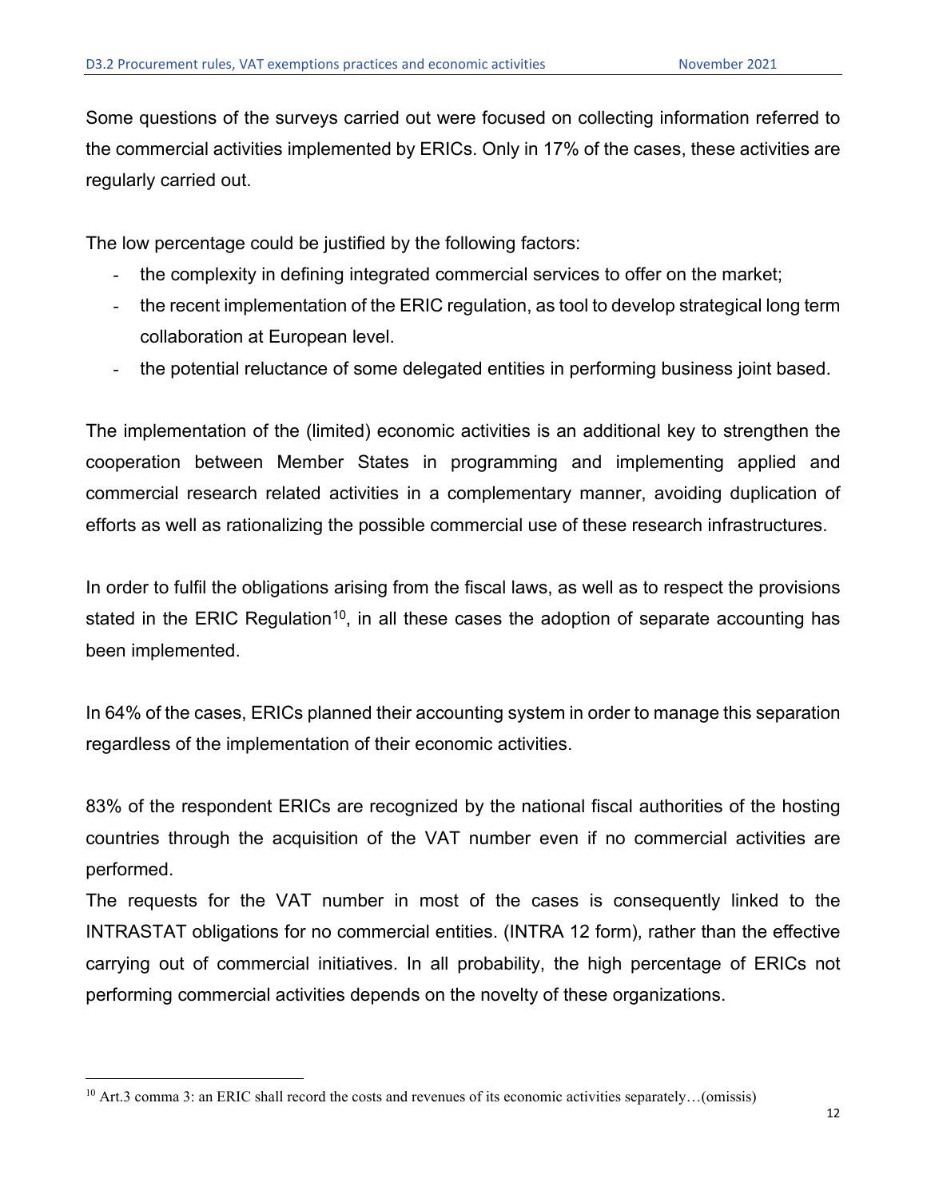Some questions of the surveys carried out were focused on collecting information referred to the commercial activities implemented by ERICs. Only in 17% of the cases, these activities are regularly carried out.

The low percentage could be justified by the following factors:

- the complexity in defining integrated commercial services to offer on the market;
- the recent implementation of the ERIC regulation, as tool to develop strategical long term collaboration at European level.
- the potential reluctance of some delegated entities in performing business joint based.

The implementation of the (limited) economic activities is an additional key to strengthen the cooperation between Member States in programming and implementing applied and commercial research related activities in a complementary manner, avoiding duplication of efforts as well as rationalizing the possible commercial use of these research infrastructures.

In order to fulfil the obligations arising from the fiscal laws, as well as to respect the provisions stated in the ERIC Regulation[10], in all these cases the adoption of separate accounting has been implemented.

In 64% of the cases, ERICs planned their accounting system in order to manage this separation regardless of the implementation of their economic activities.

83% of the respondent ERICs are recognized by the national fiscal authorities of the hosting countries through the acquisition of the VAT number even if no commercial activities are performed.

The requests for the VAT number in most of the cases is consequently linked to the INTRASTAT obligations for no commercial entities. (INTRA 12 form), rather than the effective carrying out of commercial initiatives. In all probability, the high percentage of ERICs not performing commercial activities depends on the novelty of these organizations.

[10] Art.3 comma 3: an ERIC shall record the costs and revenues of its economic activities separately…(omissis)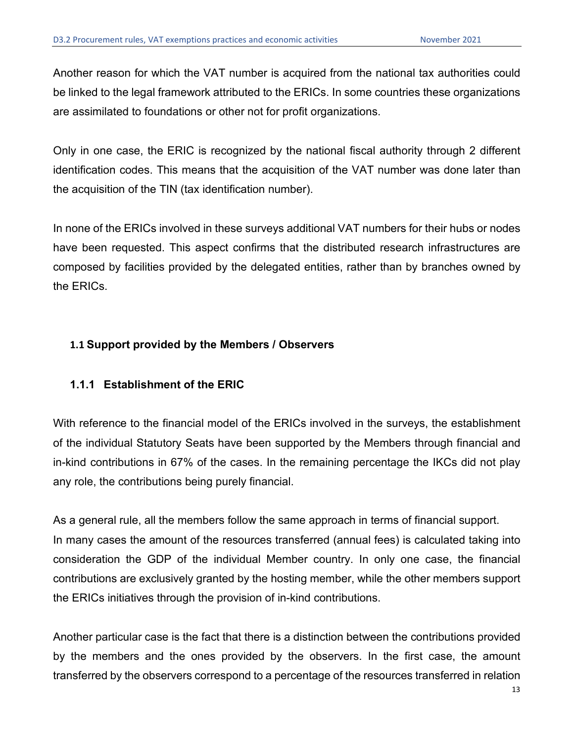Another reason for which the VAT number is acquired from the national tax authorities could be linked to the legal framework attributed to the ERICs. In some countries these organizations are assimilated to foundations or other not for profit organizations.

Only in one case, the ERIC is recognized by the national fiscal authority through 2 different identification codes. This means that the acquisition of the VAT number was done later than the acquisition of the TIN (tax identification number).

In none of the ERICs involved in these surveys additional VAT numbers for their hubs or nodes have been requested. This aspect confirms that the distributed research infrastructures are composed by facilities provided by the delegated entities, rather than by branches owned by the ERICs.

## 1.1 Support provided by the Members / Observers

### 1.1.1 Establishment of the ERIC

With reference to the financial model of the ERICs involved in the surveys, the establishment of the individual Statutory Seats have been supported by the Members through financial and in-kind contributions in 67% of the cases. In the remaining percentage the IKCs did not play any role, the contributions being purely financial.

As a general rule, all the members follow the same approach in terms of financial support.
In many cases the amount of the resources transferred (annual fees) is calculated taking into consideration the GDP of the individual Member country. In only one case, the financial contributions are exclusively granted by the hosting member, while the other members support the ERICs initiatives through the provision of in-kind contributions.

Another particular case is the fact that there is a distinction between the contributions provided by the members and the ones provided by the observers. In the first case, the amount transferred by the observers correspond to a percentage of the resources transferred in relation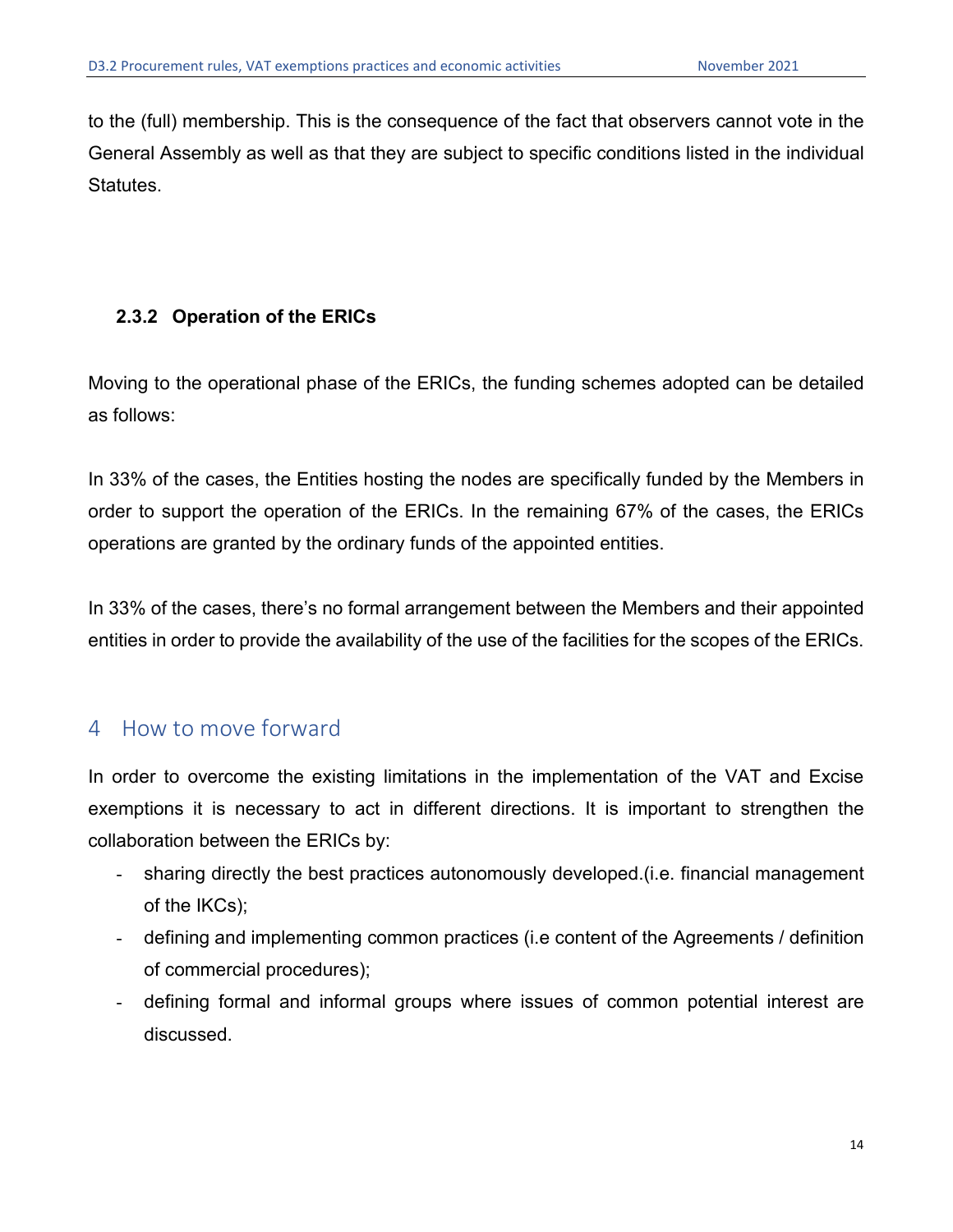to the (full) membership. This is the consequence of the fact that observers cannot vote in the General Assembly as well as that they are subject to specific conditions listed in the individual Statutes.

### 2.3.2 Operation of the ERICs

Moving to the operational phase of the ERICs, the funding schemes adopted can be detailed as follows:

In 33% of the cases, the Entities hosting the nodes are specifically funded by the Members in order to support the operation of the ERICs. In the remaining 67% of the cases, the ERICs operations are granted by the ordinary funds of the appointed entities.

In 33% of the cases, there's no formal arrangement between the Members and their appointed entities in order to provide the availability of the use of the facilities for the scopes of the ERICs.

# 4 How to move forward

In order to overcome the existing limitations in the implementation of the VAT and Excise exemptions it is necessary to act in different directions. It is important to strengthen the collaboration between the ERICs by:

- sharing directly the best practices autonomously developed.(i.e. financial management of the IKCs);
- defining and implementing common practices (i.e content of the Agreements / definition of commercial procedures);
- defining formal and informal groups where issues of common potential interest are discussed.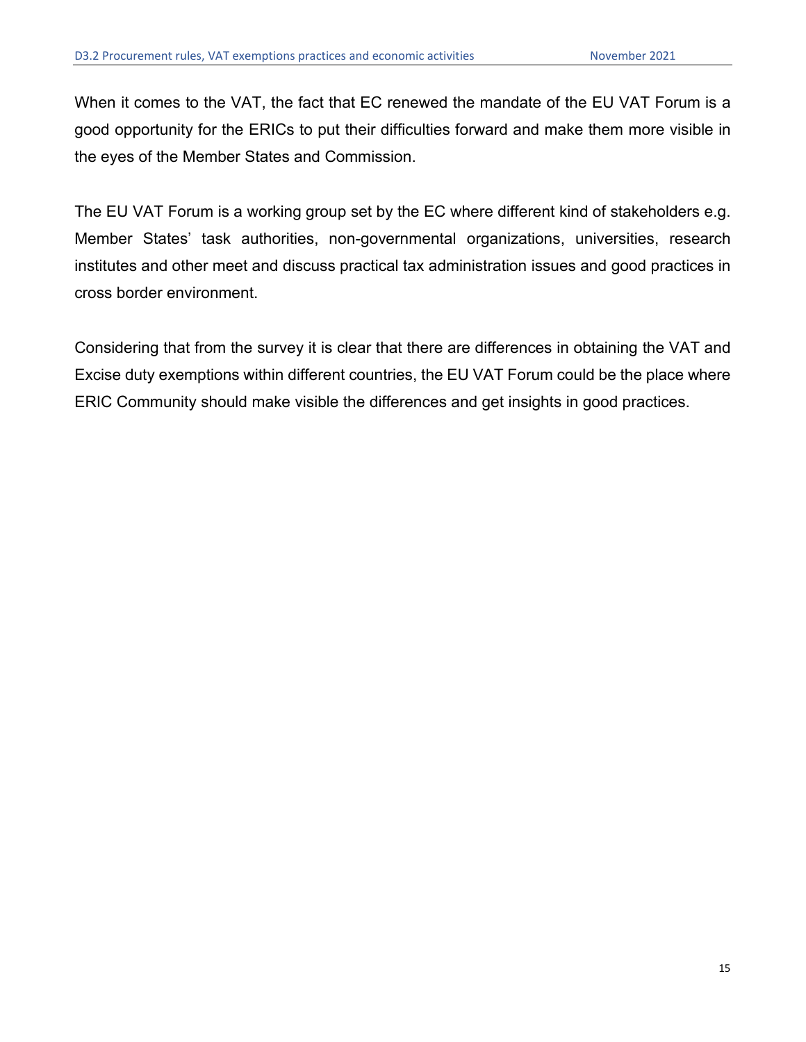When it comes to the VAT, the fact that EC renewed the mandate of the EU VAT Forum is a good opportunity for the ERICs to put their difficulties forward and make them more visible in the eyes of the Member States and Commission.

The EU VAT Forum is a working group set by the EC where different kind of stakeholders e.g. Member States' task authorities, non-governmental organizations, universities, research institutes and other meet and discuss practical tax administration issues and good practices in cross border environment.

Considering that from the survey it is clear that there are differences in obtaining the VAT and Excise duty exemptions within different countries, the EU VAT Forum could be the place where ERIC Community should make visible the differences and get insights in good practices.